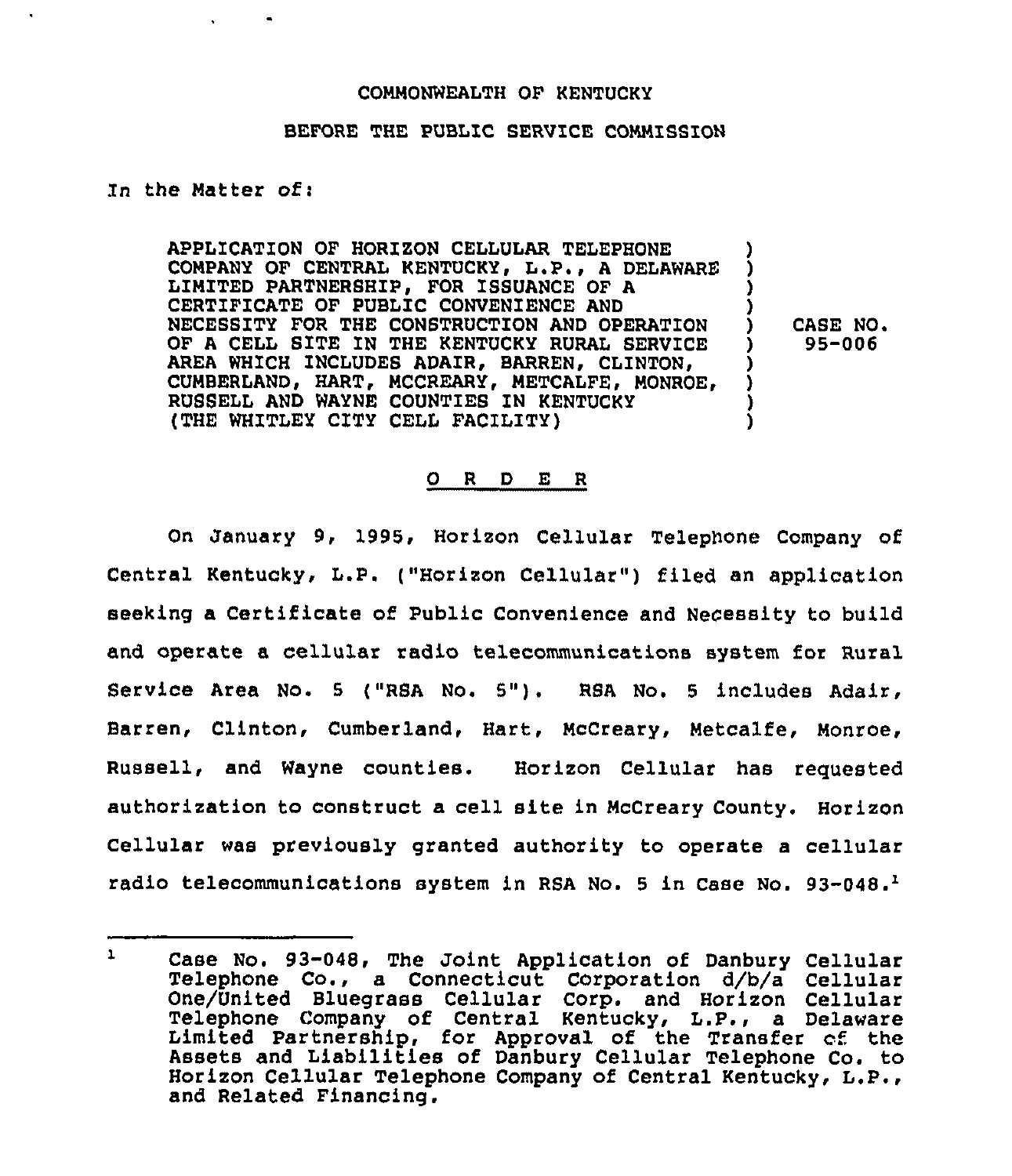COMMONWEALTH OF KENTUCKY

BEFORE THE PUBLIC SERVICE COMMISSION

In the Matter of:

| | | |
|---|---|---|
| APPLICATION OF HORIZON CELLULAR TELEPHONE COMPANY OF CENTRAL KENTUCKY, L.P., A DELAWARE LIMITED PARTNERSHIP, FOR ISSUANCE OF A CERTIFICATE OF PUBLIC CONVENIENCE AND NECESSITY FOR THE CONSTRUCTION AND OPERATION OF A CELL SITE IN THE KENTUCKY RURAL SERVICE AREA WHICH INCLUDES ADAIR, BARREN, CLINTON, CUMBERLAND, HART, MCCREARY, METCALFE, MONROE, RUSSELL AND WAYNE COUNTIES IN KENTUCKY (THE WHITLEY CITY CELL FACILITY) | ) | CASE NO. 95-006 |

## O R D E R

On January 9, 1995, Horizon Cellular Telephone Company of Central Kentucky, L.P. ("Horizon Cellular") filed an application seeking a Certificate of Public Convenience and Necessity to build and operate a cellular radio telecommunications system for Rural Service Area No. 5 ("RSA No. 5"). RSA No. 5 includes Adair, Barren, Clinton, Cumberland, Hart, McCreary, Metcalfe, Monroe, Russell, and Wayne counties. Horizon Cellular has requested authorization to construct a cell site in McCreary County. Horizon Cellular was previously granted authority to operate a cellular radio telecommunications system in RSA No. 5 in Case No. 93-048.[1]

---

[1] Case No. 93-048, The Joint Application of Danbury Cellular Telephone Co., a Connecticut Corporation d/b/a Cellular One/United Bluegrass Cellular Corp. and Horizon Cellular Telephone Company of Central Kentucky, L.P., a Delaware Limited Partnership, for Approval of the Transfer of the Assets and Liabilities of Danbury Cellular Telephone Co. to Horizon Cellular Telephone Company of Central Kentucky, L.P., and Related Financing.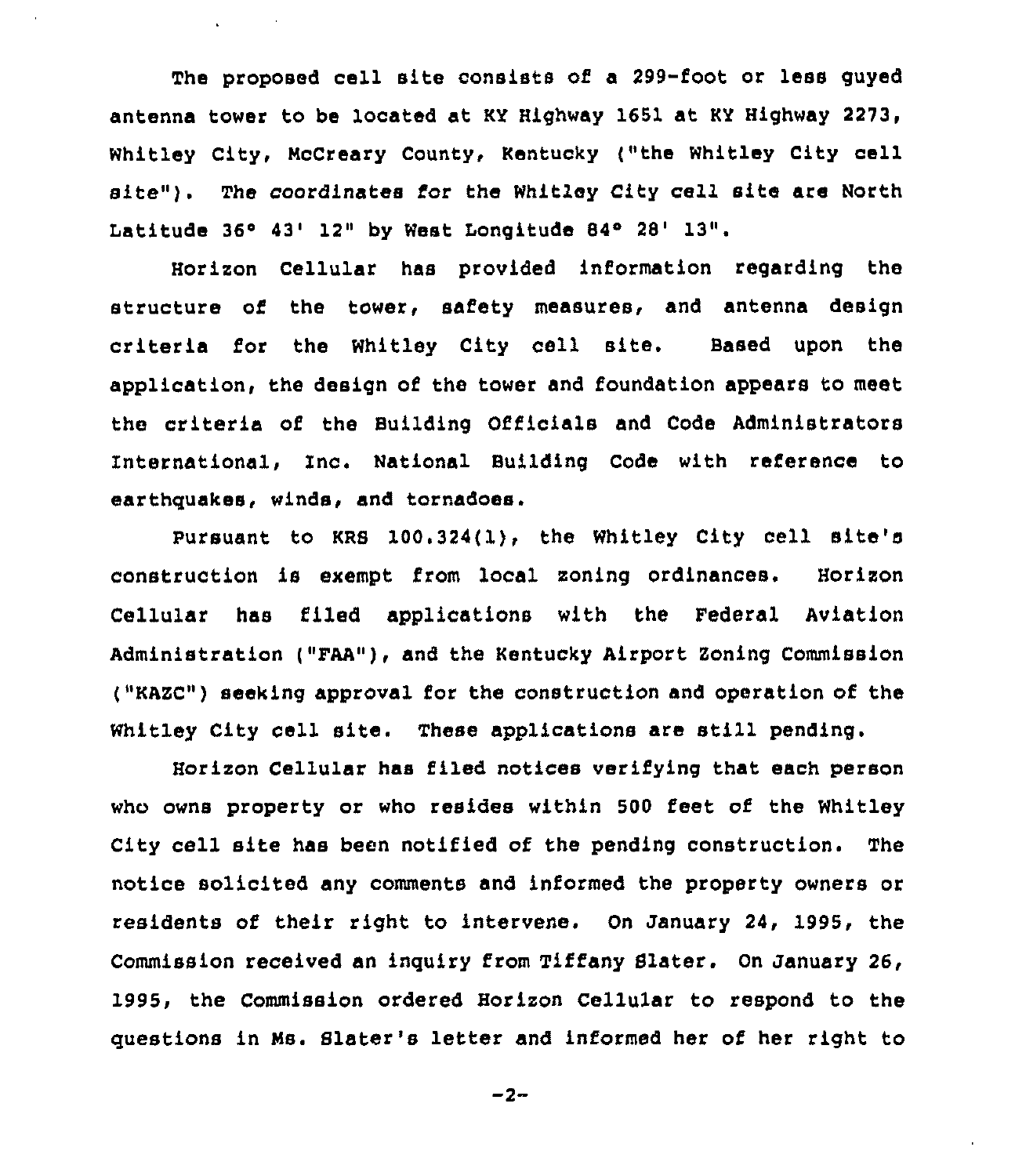The proposed cell site consists of a 299-foot or less guyed antenna tower to be located at KY Highway 1651 at KY Highway 2273, Whitley City, McCreary County, Kentucky ("the Whitley City cell site"). The coordinates for the Whitley City cell site are North Latitude 36° 43' 12" by West Longitude 84° 28' 13".

Horizon Cellular has provided information regarding the structure of the tower, safety measures, and antenna design criteria for the Whitley City cell site. Based upon the application, the design of the tower and foundation appears to meet the criteria of the Building Officials and Code Administrators International, Inc. National Building Code with reference to earthquakes, winds, and tornadoes.

Pursuant to KRS 100.324(1), the Whitley City cell site's construction is exempt from local zoning ordinances. Horizon Cellular has filed applications with the Federal Aviation Administration ("FAA"), and the Kentucky Airport Zoning Commission ("KAZC") seeking approval for the construction and operation of the Whitley City cell site. These applications are still pending.

Horizon Cellular has filed notices verifying that each person who owns property or who resides within 500 feet of the Whitley City cell site has been notified of the pending construction. The notice solicited any comments and informed the property owners or residents of their right to intervene. On January 24, 1995, the Commission received an inquiry from Tiffany Slater. On January 26, 1995, the Commission ordered Horizon Cellular to respond to the questions in Ms. Slater's letter and informed her of her right to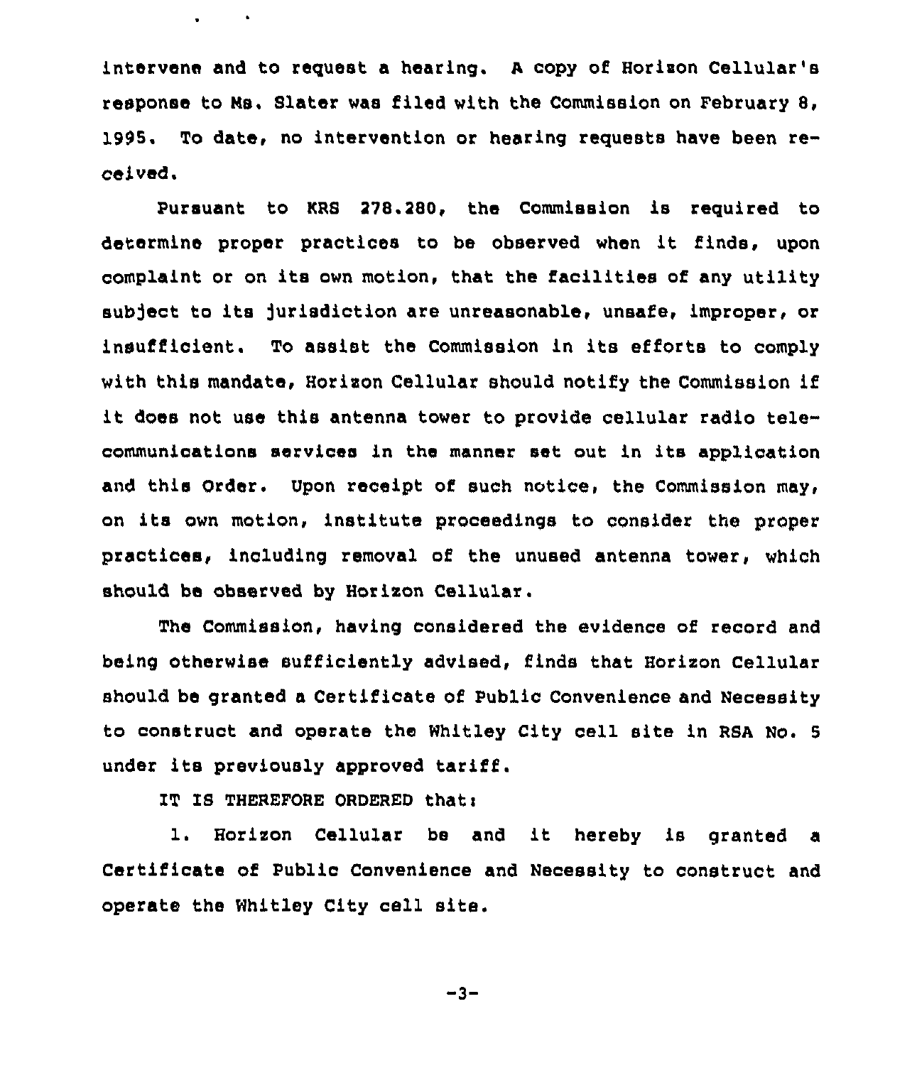intervene and to request a hearing. A copy of Horizon Cellular's response to Ms. Slater was filed with the Commission on February 8, 1995. To date, no intervention or hearing requests have been received.

Pursuant to KRS 278.280, the Commission is required to determine proper practices to be observed when it finds, upon complaint or on its own motion, that the facilities of any utility subject to its jurisdiction are unreasonable, unsafe, improper, or insufficient. To assist the Commission in its efforts to comply with this mandate, Horizon Cellular should notify the Commission if it does not use this antenna tower to provide cellular radio telecommunications services in the manner set out in its application and this Order. Upon receipt of such notice, the Commission may, on its own motion, institute proceedings to consider the proper practices, including removal of the unused antenna tower, which should be observed by Horizon Cellular.

The Commission, having considered the evidence of record and being otherwise sufficiently advised, finds that Horizon Cellular should be granted a Certificate of Public Convenience and Necessity to construct and operate the Whitley City cell site in RSA No. 5 under its previously approved tariff.

IT IS THEREFORE ORDERED that:

1. Horizon Cellular be and it hereby is granted a Certificate of Public Convenience and Necessity to construct and operate the Whitley City cell site.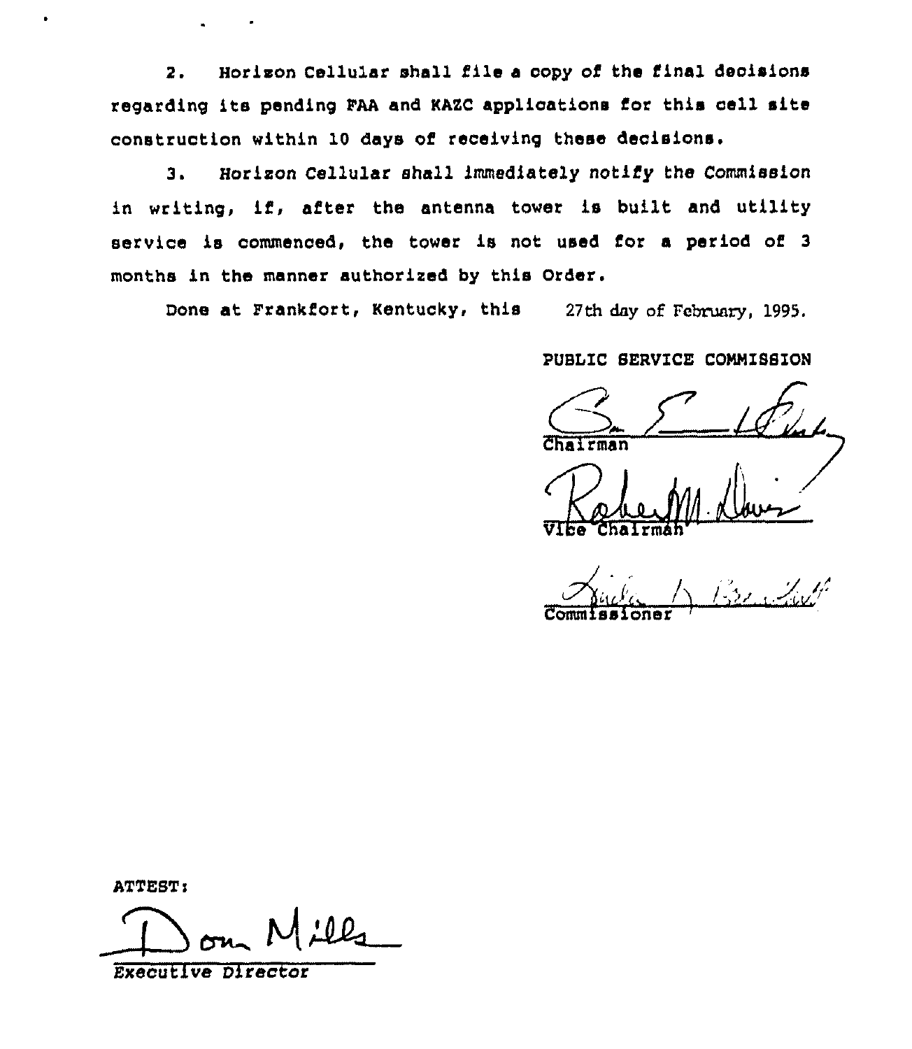2. Horizon Cellular shall file a copy of the final decisions regarding its pending FAA and KAZC applications for this cell site construction within 10 days of receiving these decisions.

3. Horizon Cellular shall immediately notify the Commission in writing, if, after the antenna tower is built and utility service is commenced, the tower is not used for a period of 3 months in the manner authorized by this Order.

Done at Frankfort, Kentucky, this 27th day of February, 1995.

PUBLIC SERVICE COMMISSION

Chairman

Vice Chairman

Commissioner

ATTEST:

Executive Director